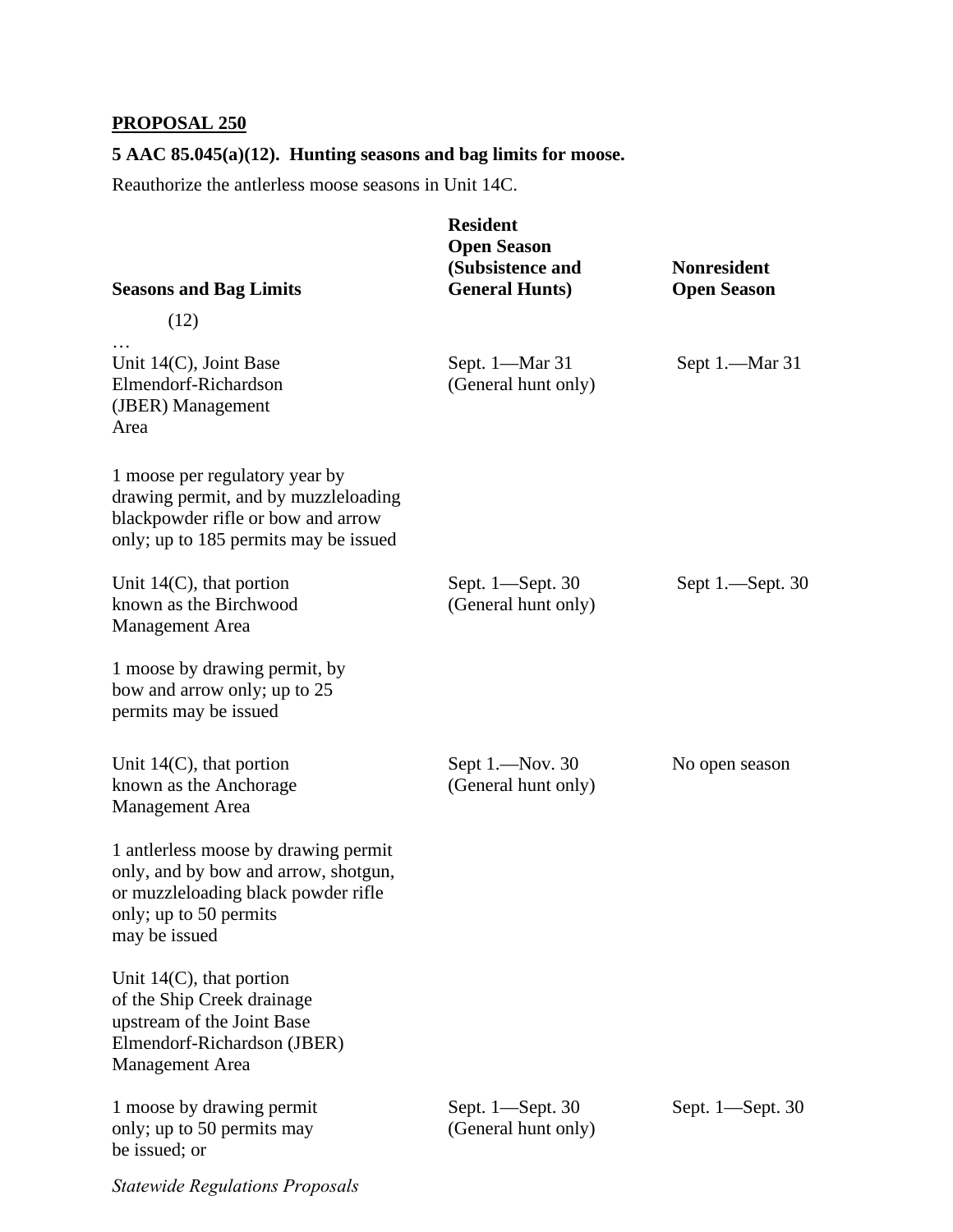**PROPOSAL 250**

**5 AAC 85.045(a)(12). Hunting seasons and bag limits for moose.**

Reauthorize the antlerless moose seasons in Unit 14C.

| **Seasons and Bag Limits** | **Resident Open Season (Subsistence and General Hunts)** | **Nonresident Open Season** |
|---|---|---|
| (12) | | |
| … | | |
| Unit 14(C), Joint Base Elmendorf-Richardson (JBER) Management Area | Sept. 1—Mar 31 (General hunt only) | Sept 1.—Mar 31 |
| 1 moose per regulatory year by drawing permit, and by muzzleloading blackpowder rifle or bow and arrow only; up to 185 permits may be issued | | |
| Unit 14(C), that portion known as the Birchwood Management Area | Sept. 1—Sept. 30 (General hunt only) | Sept 1.—Sept. 30 |
| 1 moose by drawing permit, by bow and arrow only; up to 25 permits may be issued | | |
| Unit 14(C), that portion known as the Anchorage Management Area | Sept 1.—Nov. 30 (General hunt only) | No open season |
| 1 antlerless moose by drawing permit only, and by bow and arrow, shotgun, or muzzleloading black powder rifle only; up to 50 permits may be issued | | |
| Unit 14(C), that portion of the Ship Creek drainage upstream of the Joint Base Elmendorf-Richardson (JBER) Management Area | | |
| 1 moose by drawing permit only; up to 50 permits may be issued; or | Sept. 1—Sept. 30 (General hunt only) | Sept. 1—Sept. 30 |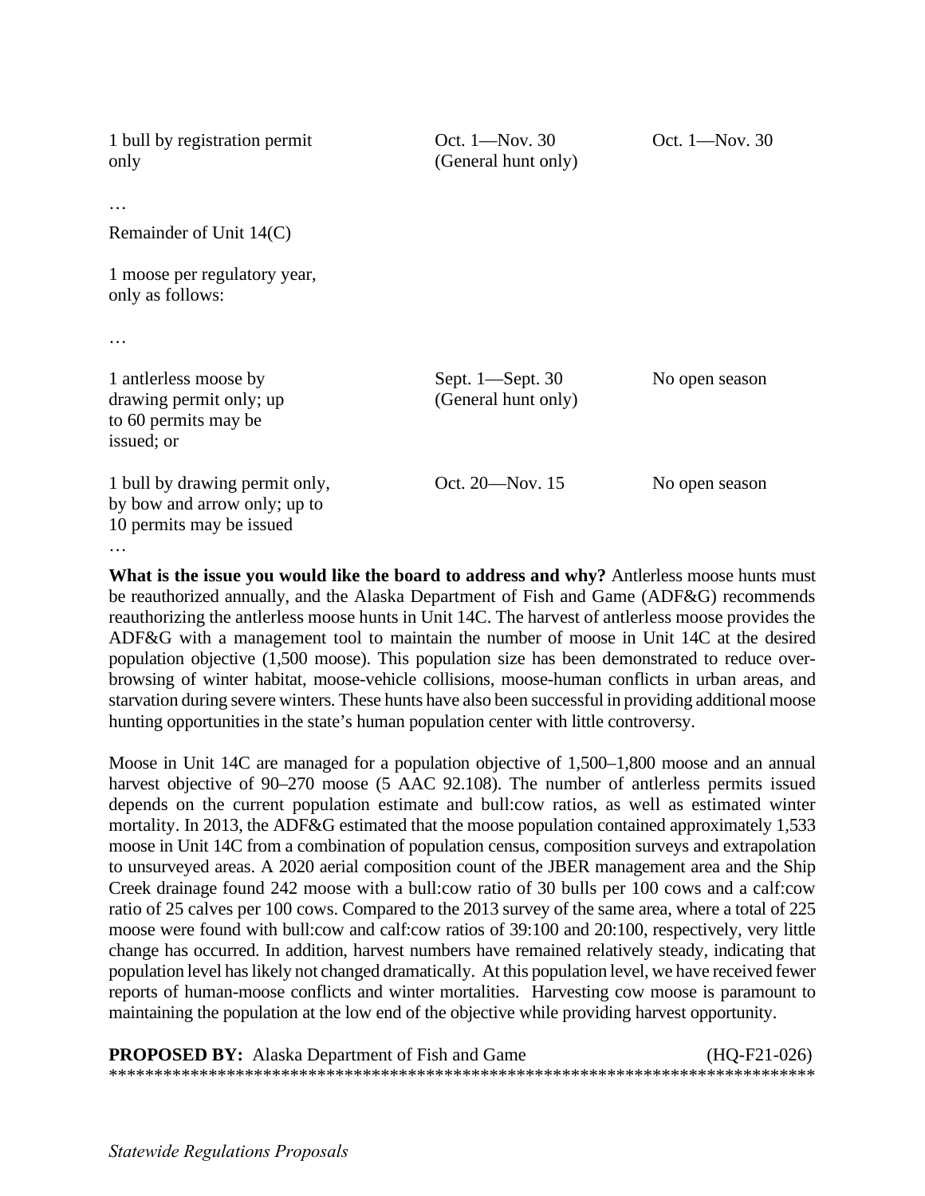| | | |
|---|---|---|
| 1 bull by registration permit only | Oct. 1—Nov. 30 (General hunt only) | Oct. 1—Nov. 30 |

…

Remainder of Unit 14(C)

1 moose per regulatory year, only as follows:

…

| | | |
|---|---|---|
| 1 antlerless moose by drawing permit only; up to 60 permits may be issued; or | Sept. 1—Sept. 30 (General hunt only) | No open season |
| 1 bull by drawing permit only, by bow and arrow only; up to 10 permits may be issued | Oct. 20—Nov. 15 | No open season |

…

**What is the issue you would like the board to address and why?** Antlerless moose hunts must be reauthorized annually, and the Alaska Department of Fish and Game (ADF&G) recommends reauthorizing the antlerless moose hunts in Unit 14C. The harvest of antlerless moose provides the ADF&G with a management tool to maintain the number of moose in Unit 14C at the desired population objective (1,500 moose). This population size has been demonstrated to reduce over-browsing of winter habitat, moose-vehicle collisions, moose-human conflicts in urban areas, and starvation during severe winters. These hunts have also been successful in providing additional moose hunting opportunities in the state's human population center with little controversy.

Moose in Unit 14C are managed for a population objective of 1,500–1,800 moose and an annual harvest objective of 90–270 moose (5 AAC 92.108). The number of antlerless permits issued depends on the current population estimate and bull:cow ratios, as well as estimated winter mortality. In 2013, the ADF&G estimated that the moose population contained approximately 1,533 moose in Unit 14C from a combination of population census, composition surveys and extrapolation to unsurveyed areas. A 2020 aerial composition count of the JBER management area and the Ship Creek drainage found 242 moose with a bull:cow ratio of 30 bulls per 100 cows and a calf:cow ratio of 25 calves per 100 cows. Compared to the 2013 survey of the same area, where a total of 225 moose were found with bull:cow and calf:cow ratios of 39:100 and 20:100, respectively, very little change has occurred. In addition, harvest numbers have remained relatively steady, indicating that population level has likely not changed dramatically. At this population level, we have received fewer reports of human-moose conflicts and winter mortalities. Harvesting cow moose is paramount to maintaining the population at the low end of the objective while providing harvest opportunity.

**PROPOSED BY:** Alaska Department of Fish and Game (HQ-F21-026)

******************************************************************************